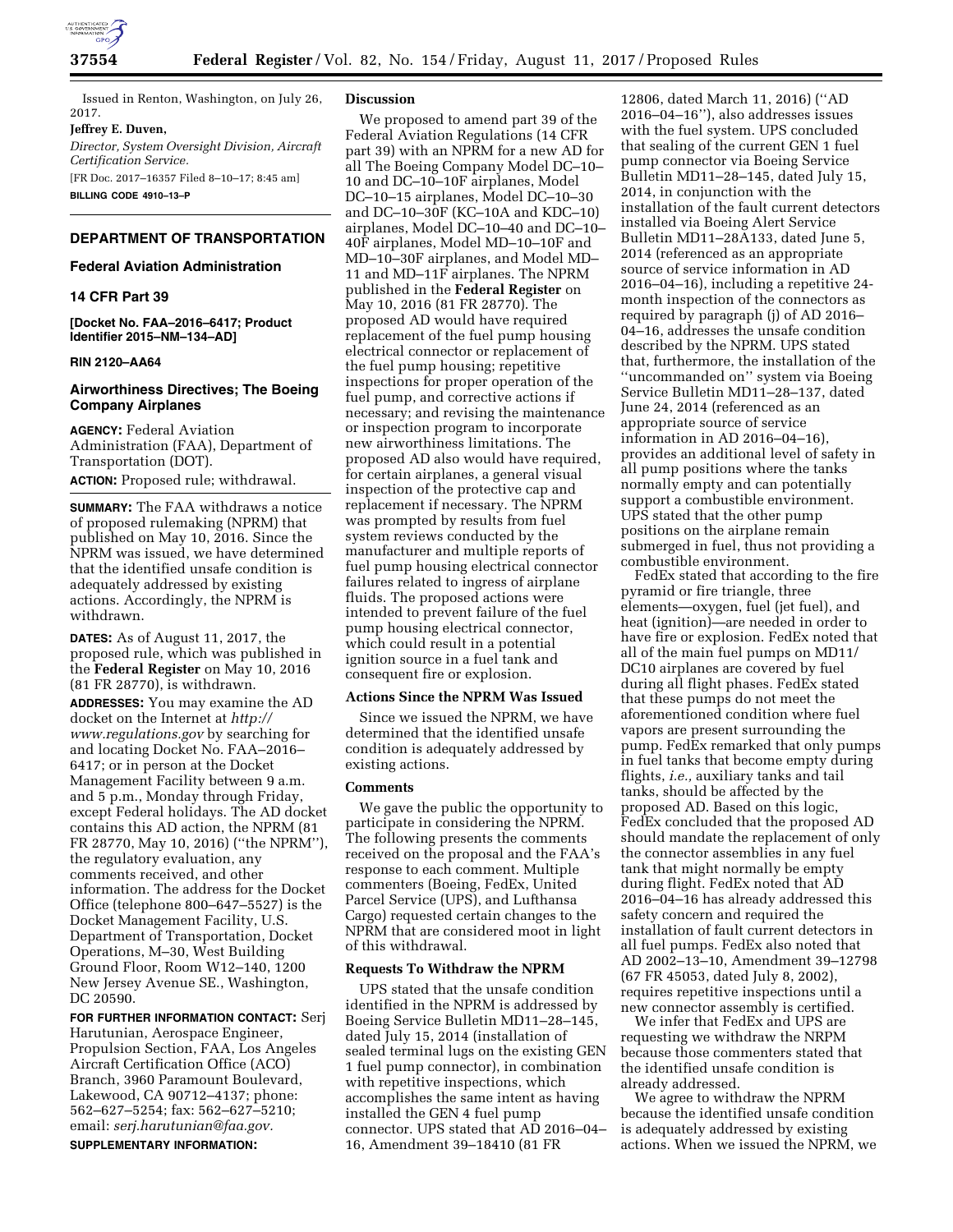Issued in Renton, Washington, on July 26, 2017.

**Jeffrey E. Duven,**

*Director, System Oversight Division, Aircraft Certification Service.*

[FR Doc. 2017–16357 Filed 8–10–17; 8:45 am]

**BILLING CODE 4910–13–P**

## DEPARTMENT OF TRANSPORTATION

### Federal Aviation Administration

### 14 CFR Part 39

**[Docket No. FAA–2016–6417; Product Identifier 2015–NM–134–AD]**

**RIN 2120–AA64**

### Airworthiness Directives; The Boeing Company Airplanes

**AGENCY:** Federal Aviation Administration (FAA), Department of Transportation (DOT).

**ACTION:** Proposed rule; withdrawal.

**SUMMARY:** The FAA withdraws a notice of proposed rulemaking (NPRM) that published on May 10, 2016. Since the NPRM was issued, we have determined that the identified unsafe condition is adequately addressed by existing actions. Accordingly, the NPRM is withdrawn.

**DATES:** As of August 11, 2017, the proposed rule, which was published in the **Federal Register** on May 10, 2016 (81 FR 28770), is withdrawn.

**ADDRESSES:** You may examine the AD docket on the Internet at *http://www.regulations.gov* by searching for and locating Docket No. FAA–2016–6417; or in person at the Docket Management Facility between 9 a.m. and 5 p.m., Monday through Friday, except Federal holidays. The AD docket contains this AD action, the NPRM (81 FR 28770, May 10, 2016) (''the NPRM''), the regulatory evaluation, any comments received, and other information. The address for the Docket Office (telephone 800–647–5527) is the Docket Management Facility, U.S. Department of Transportation, Docket Operations, M–30, West Building Ground Floor, Room W12–140, 1200 New Jersey Avenue SE., Washington, DC 20590.

**FOR FURTHER INFORMATION CONTACT:** Serj Harutunian, Aerospace Engineer, Propulsion Section, FAA, Los Angeles Aircraft Certification Office (ACO) Branch, 3960 Paramount Boulevard, Lakewood, CA 90712–4137; phone: 562–627–5254; fax: 562–627–5210; email: *serj.harutunian@faa.gov.*

**SUPPLEMENTARY INFORMATION:**

#### Discussion

We proposed to amend part 39 of the Federal Aviation Regulations (14 CFR part 39) with an NPRM for a new AD for all The Boeing Company Model DC–10–10 and DC–10–10F airplanes, Model DC–10–15 airplanes, Model DC–10–30 and DC–10–30F (KC–10A and KDC–10) airplanes, Model DC–10–40 and DC–10–40F airplanes, Model MD–10–10F and MD–10–30F airplanes, and Model MD–11 and MD–11F airplanes. The NPRM published in the **Federal Register** on May 10, 2016 (81 FR 28770). The proposed AD would have required replacement of the fuel pump housing electrical connector or replacement of the fuel pump housing; repetitive inspections for proper operation of the fuel pump, and corrective actions if necessary; and revising the maintenance or inspection program to incorporate new airworthiness limitations. The proposed AD also would have required, for certain airplanes, a general visual inspection of the protective cap and replacement if necessary. The NPRM was prompted by results from fuel system reviews conducted by the manufacturer and multiple reports of fuel pump housing electrical connector failures related to ingress of airplane fluids. The proposed actions were intended to prevent failure of the fuel pump housing electrical connector, which could result in a potential ignition source in a fuel tank and consequent fire or explosion.

#### Actions Since the NPRM Was Issued

Since we issued the NPRM, we have determined that the identified unsafe condition is adequately addressed by existing actions.

#### Comments

We gave the public the opportunity to participate in considering the NPRM. The following presents the comments received on the proposal and the FAA's response to each comment. Multiple commenters (Boeing, FedEx, United Parcel Service (UPS), and Lufthansa Cargo) requested certain changes to the NPRM that are considered moot in light of this withdrawal.

#### Requests To Withdraw the NPRM

UPS stated that the unsafe condition identified in the NPRM is addressed by Boeing Service Bulletin MD11–28–145, dated July 15, 2014 (installation of sealed terminal lugs on the existing GEN 1 fuel pump connector), in combination with repetitive inspections, which accomplishes the same intent as having installed the GEN 4 fuel pump connector. UPS stated that AD 2016–04–16, Amendment 39–18410 (81 FR 12806, dated March 11, 2016) (''AD 2016–04–16''), also addresses issues with the fuel system. UPS concluded that sealing of the current GEN 1 fuel pump connector via Boeing Service Bulletin MD11–28–145, dated July 15, 2014, in conjunction with the installation of the fault current detectors installed via Boeing Alert Service Bulletin MD11–28A133, dated June 5, 2014 (referenced as an appropriate source of service information in AD 2016–04–16), including a repetitive 24-month inspection of the connectors as required by paragraph (j) of AD 2016–04–16, addresses the unsafe condition described by the NPRM. UPS stated that, furthermore, the installation of the ''uncommanded on'' system via Boeing Service Bulletin MD11–28–137, dated June 24, 2014 (referenced as an appropriate source of service information in AD 2016–04–16), provides an additional level of safety in all pump positions where the tanks normally empty and can potentially support a combustible environment. UPS stated that the other pump positions on the airplane remain submerged in fuel, thus not providing a combustible environment.

FedEx stated that according to the fire pyramid or fire triangle, three elements—oxygen, fuel (jet fuel), and heat (ignition)—are needed in order to have fire or explosion. FedEx noted that all of the main fuel pumps on MD11/DC10 airplanes are covered by fuel during all flight phases. FedEx stated that these pumps do not meet the aforementioned condition where fuel vapors are present surrounding the pump. FedEx remarked that only pumps in fuel tanks that become empty during flights, *i.e.,* auxiliary tanks and tail tanks, should be affected by the proposed AD. Based on this logic, FedEx concluded that the proposed AD should mandate the replacement of only the connector assemblies in any fuel tank that might normally be empty during flight. FedEx noted that AD 2016–04–16 has already addressed this safety concern and required the installation of fault current detectors in all fuel pumps. FedEx also noted that AD 2002–13–10, Amendment 39–12798 (67 FR 45053, dated July 8, 2002), requires repetitive inspections until a new connector assembly is certified.

We infer that FedEx and UPS are requesting we withdraw the NRPM because those commenters stated that the identified unsafe condition is already addressed.

We agree to withdraw the NPRM because the identified unsafe condition is adequately addressed by existing actions. When we issued the NPRM, we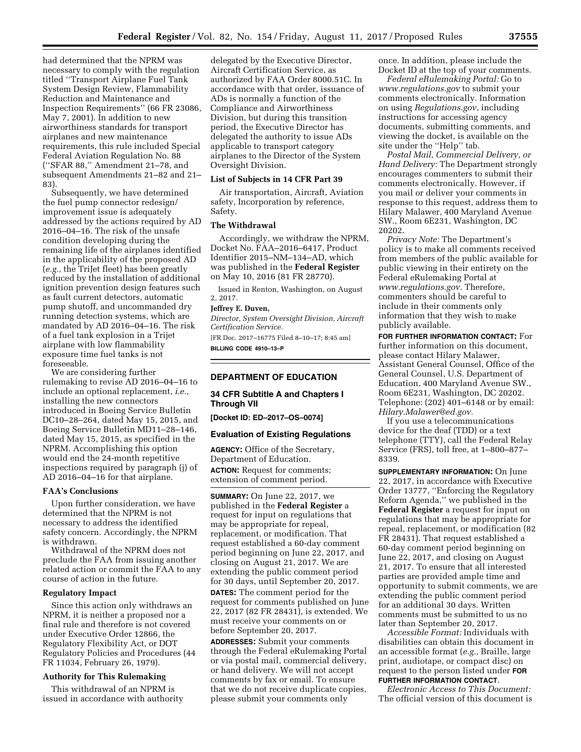had determined that the NPRM was necessary to comply with the regulation titled ''Transport Airplane Fuel Tank System Design Review, Flammability Reduction and Maintenance and Inspection Requirements'' (66 FR 23086, May 7, 2001). In addition to new airworthiness standards for transport airplanes and new maintenance requirements, this rule included Special Federal Aviation Regulation No. 88 (''SFAR 88,'' Amendment 21–78, and subsequent Amendments 21–82 and 21–83).

Subsequently, we have determined the fuel pump connector redesign/improvement issue is adequately addressed by the actions required by AD 2016–04–16. The risk of the unsafe condition developing during the remaining life of the airplanes identified in the applicability of the proposed AD (*e.g.,* the TriJet fleet) has been greatly reduced by the installation of additional ignition prevention design features such as fault current detectors, automatic pump shutoff, and uncommanded dry running detection systems, which are mandated by AD 2016–04–16. The risk of a fuel tank explosion in a Trijet airplane with low flammability exposure time fuel tanks is not foreseeable.

We are considering further rulemaking to revise AD 2016–04–16 to include an optional replacement, *i.e.,* installing the new connectors introduced in Boeing Service Bulletin DC10–28–264, dated May 15, 2015, and Boeing Service Bulletin MD11–28–146, dated May 15, 2015, as specified in the NPRM. Accomplishing this option would end the 24-month repetitive inspections required by paragraph (j) of AD 2016–04–16 for that airplane.

### FAA's Conclusions

Upon further consideration, we have determined that the NPRM is not necessary to address the identified safety concern. Accordingly, the NPRM is withdrawn.

Withdrawal of the NPRM does not preclude the FAA from issuing another related action or commit the FAA to any course of action in the future.

### Regulatory Impact

Since this action only withdraws an NPRM, it is neither a proposed nor a final rule and therefore is not covered under Executive Order 12866, the Regulatory Flexibility Act, or DOT Regulatory Policies and Procedures (44 FR 11034, February 26, 1979).

### Authority for This Rulemaking

This withdrawal of an NPRM is issued in accordance with authority delegated by the Executive Director, Aircraft Certification Service, as authorized by FAA Order 8000.51C. In accordance with that order, issuance of ADs is normally a function of the Compliance and Airworthiness Division, but during this transition period, the Executive Director has delegated the authority to issue ADs applicable to transport category airplanes to the Director of the System Oversight Division.

### List of Subjects in 14 CFR Part 39

Air transportation, Aircraft, Aviation safety, Incorporation by reference, Safety.

### The Withdrawal

Accordingly, we withdraw the NPRM, Docket No. FAA–2016–6417, Product Identifier 2015–NM–134–AD, which was published in the **Federal Register** on May 10, 2016 (81 FR 28770).

Issued in Renton, Washington, on August 2, 2017.

**Jeffrey E. Duven,**

*Director, System Oversight Division, Aircraft Certification Service.*

[FR Doc. 2017–16775 Filed 8–10–17; 8:45 am]

**BILLING CODE 4910–13–P**

## DEPARTMENT OF EDUCATION

### 34 CFR Subtitle A and Chapters I Through VII

**[Docket ID: ED–2017–OS–0074]**

### Evaluation of Existing Regulations

**AGENCY:** Office of the Secretary, Department of Education.

**ACTION:** Request for comments; extension of comment period.

**SUMMARY:** On June 22, 2017, we published in the **Federal Register** a request for input on regulations that may be appropriate for repeal, replacement, or modification. That request established a 60-day comment period beginning on June 22, 2017, and closing on August 21, 2017. We are extending the public comment period for 30 days, until September 20, 2017.

**DATES:** The comment period for the request for comments published on June 22, 2017 (82 FR 28431), is extended. We must receive your comments on or before September 20, 2017.

**ADDRESSES:** Submit your comments through the Federal eRulemaking Portal or via postal mail, commercial delivery, or hand delivery. We will not accept comments by fax or email. To ensure that we do not receive duplicate copies, please submit your comments only once. In addition, please include the Docket ID at the top of your comments.

*Federal eRulemaking Portal:* Go to *www.regulations.gov* to submit your comments electronically. Information on using *Regulations.gov*, including instructions for accessing agency documents, submitting comments, and viewing the docket, is available on the site under the ''Help'' tab.

*Postal Mail, Commercial Delivery, or Hand Delivery:* The Department strongly encourages commenters to submit their comments electronically. However, if you mail or deliver your comments in response to this request, address them to Hilary Malawer, 400 Maryland Avenue SW., Room 6E231, Washington, DC 20202.

*Privacy Note:* The Department's policy is to make all comments received from members of the public available for public viewing in their entirety on the Federal eRulemaking Portal at *www.regulations.gov.* Therefore, commenters should be careful to include in their comments only information that they wish to make publicly available.

**FOR FURTHER INFORMATION CONTACT:** For further information on this document, please contact Hilary Malawer, Assistant General Counsel, Office of the General Counsel, U.S. Department of Education, 400 Maryland Avenue SW., Room 6E231, Washington, DC 20202. Telephone: (202) 401–6148 or by email: *Hilary.Malawer@ed.gov.*

If you use a telecommunications device for the deaf (TDD) or a text telephone (TTY), call the Federal Relay Service (FRS), toll free, at 1–800–877–8339.

**SUPPLEMENTARY INFORMATION:** On June 22, 2017, in accordance with Executive Order 13777, ''Enforcing the Regulatory Reform Agenda,'' we published in the **Federal Register** a request for input on regulations that may be appropriate for repeal, replacement, or modification (82 FR 28431). That request established a 60-day comment period beginning on June 22, 2017, and closing on August 21, 2017. To ensure that all interested parties are provided ample time and opportunity to submit comments, we are extending the public comment period for an additional 30 days. Written comments must be submitted to us no later than September 20, 2017.

*Accessible Format:* Individuals with disabilities can obtain this document in an accessible format (*e.g.,* Braille, large print, audiotape, or compact disc) on request to the person listed under **FOR FURTHER INFORMATION CONTACT**.

*Electronic Access to This Document:* The official version of this document is